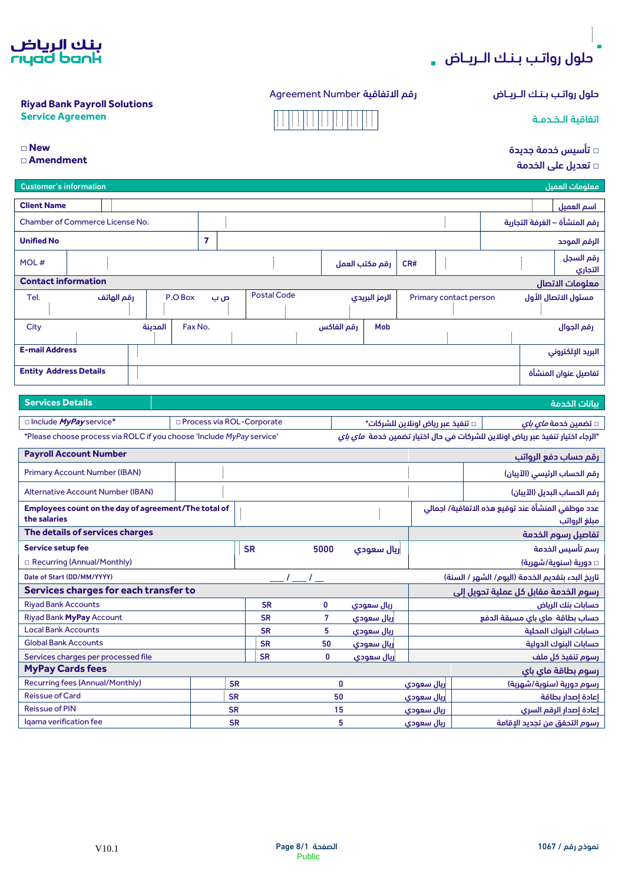riyad bank بنك الرياض

حلول رواتب بنك الرياض

**Riyad Bank Payroll Solutions**
**Service Agreemen**

Agreement Number رقم الاتفاقية

حلول رواتب بنك الرياض
اتفاقية الخدمة

□ **New**
□ **Amendment**

□ تأسيس خدمة جديدة
□ تعديل على الخدمة

| Customer's information | | | | معلومات العميل |
|---|---|---|---|---|
| **Client Name** | | | | اسم العميل |
| Chamber of Commerce License No. | | | | رقم المنشأة – الغرفة التجارية |
| **Unified No** | 7 | | | الرقم الموحد |
| MOL # | | رقم مكتب العمل | CR# | رقم السجل التجاري |
| **Contact information** | | | | معلومات الاتصال |
| Tel. رقم الهاتف | P.O Box ص ب | Postal Code الرمز البريدي | Primary contact person | مسئول الاتصال الأول |
| City المدينة | Fax No. رقم الفاكس | Mob | | رقم الجوال |
| **E-mail Address** | | | | البريد الإلكتروني |
| **Entity Address Details** | | | | تفاصيل عنوان المنشأة |

| **Services Details** | | | بيانات الخدمة |
|---|---|---|---|
| □ Include *MyPay* service* | □ Process via ROL-Corporate | □ تنفيذ عبر رياض اونلاين للشركات* | □ تضمين خدمة *ماي باي* |

*Please choose process via ROLC if you choose 'Include *MyPay* service'

*الرجاء اختيار تنفيذ عبر رياض اونلاين للشركات في حال اختيار تضمين خدمة *ماي باي*

| **Payroll Account Number** | | | رقم حساب دفع الرواتب |
|---|---|---|---|
| Primary Account Number (IBAN) | | | رقم الحساب الرئيسي (الآيبان) |
| Alternative Account Number (IBAN) | | | رقم الحساب البديل (الآيبان) |
| **Employees count on the day of agreement/The total of the salaries** | | | عدد موظفي المنشأة عند توقيع هذه الاتفاقية/ اجمالي مبلغ الرواتب |
| **The details of services charges** | | | تفاصيل رسوم الخدمة |
| **Service setup fee** □ Recurring (Annual/Monthly) | SR | 5000 ريال سعودي | رسم تأسيس الخدمة □ دورية (سنوية/شهرية) |
| Date of Start (DD/MM/YYYY) | ___ / ___ / ___ | | تاريخ البدء بتقديم الخدمة (اليوم/ الشهر / السنة) |
| **Services charges for each transfer to** | | | رسوم الخدمة مقابل كل عملية تحويل إلى |
| Riyad Bank Accounts | SR | 0 ريال سعودي | حسابات بنك الرياض |
| Riyad Bank **MyPay** Account | SR | 7 ريال سعودي | حساب بطاقة ماي باي مسبقة الدفع |
| Local Bank Accounts | SR | 5 ريال سعودي | حسابات البنوك المحلية |
| Global Bank Accounts | SR | 50 ريال سعودي | حسابات البنوك الدولية |
| Services charges per processed file | SR | 0 ريال سعودي | رسوم تنفيذ كل ملف |
| **MyPay Cards fees** | | | رسوم بطاقة ماي باي |
| Recurring fees (Annual/Monthly) | SR | 0 ريال سعودي | رسوم دورية (سنوية/شهرية) |
| Reissue of Card | SR | 50 ريال سعودي | إعادة إصدار بطاقة |
| Reissue of PIN | SR | 15 ريال سعودي | إعادة إصدار الرقم السري |
| Iqama verification fee | SR | 5 ريال سعودي | رسوم التحقق من تجديد الإقامة |

V10.1

Public

نموذج رقم / 1067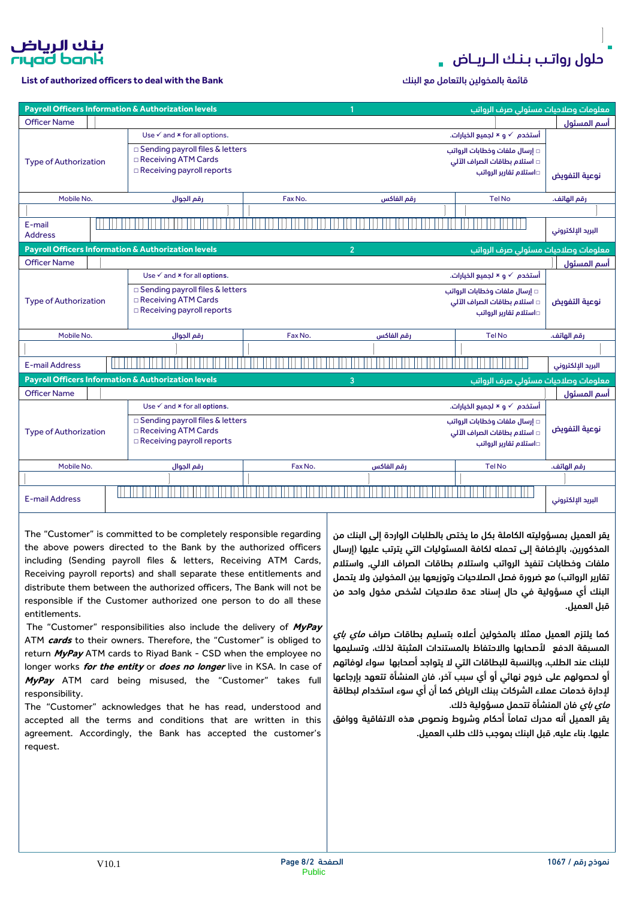# حلول رواتب بنك الرياض

**List of authorized officers to deal with the Bank** | **قائمة بالمخولين بالتعامل مع البنك**

| **Payroll Officers Information & Authorization levels** | **1** | **معلومات وصلاحيات مسئولي صرف الرواتب** |
|---|---|---|
| Officer Name | | أسم المسئول |
| Type of Authorization | Use ✓ and × for all options. أستخدم ✓ و × لجميع الخيارات.<br>□ Sending payroll files & letters □ إرسال ملفات وخطابات الرواتب<br>□ Receiving ATM Cards □ استلام بطاقات الصراف الآلي<br>□ Receiving payroll reports □استلام تقارير الرواتب | نوعية التفويض |
| Mobile No. رقم الجوال | Fax No. رقم الفاكس | Tel No رقم الهاتف. |
| E-mail Address | | البريد الإلكتروني |

| **Payroll Officers Information & Authorization levels** | **2** | **معلومات وصلاحيات مسئولي صرف الرواتب** |
|---|---|---|
| Officer Name | | أسم المسئول |
| Type of Authorization | Use ✓ and × for all options. أستخدم ✓ و × لجميع الخيارات.<br>□ Sending payroll files & letters □ إرسال ملفات وخطابات الرواتب<br>□ Receiving ATM Cards □ استلام بطاقات الصراف الآلي<br>□ Receiving payroll reports □استلام تقارير الرواتب | نوعية التفويض |
| Mobile No. رقم الجوال | Fax No. رقم الفاكس | Tel No رقم الهاتف. |
| E-mail Address | | البريد الإلكتروني |

| **Payroll Officers Information & Authorization levels** | **3** | **معلومات وصلاحيات مسئولي صرف الرواتب** |
|---|---|---|
| Officer Name | | أسم المسئول |
| Type of Authorization | Use ✓ and × for all options. أستخدم ✓ و × لجميع الخيارات.<br>□ Sending payroll files & letters □ إرسال ملفات وخطابات الرواتب<br>□ Receiving ATM Cards □ استلام بطاقات الصراف الآلي<br>□ Receiving payroll reports □استلام تقارير الرواتب | نوعية التفويض |
| Mobile No. رقم الجوال | Fax No. رقم الفاكس | Tel No رقم الهاتف. |
| E-mail Address | | البريد الإلكتروني |

The "Customer" is committed to be completely responsible regarding the above powers directed to the Bank by the authorized officers including (Sending payroll files & letters, Receiving ATM Cards, Receiving payroll reports) and shall separate these entitlements and distribute them between the authorized officers, The Bank will not be responsible if the Customer authorized one person to do all these entitlements.

The "Customer" responsibilities also include the delivery of ***MyPay*** ATM ***cards*** to their owners. Therefore, the "Customer" is obliged to return ***MyPay*** ATM cards to Riyad Bank - CSD when the employee no longer works ***for the entity*** or ***does no longer*** live in KSA. In case of ***MyPay*** ATM card being misused, the "Customer" takes full responsibility.

The "Customer" acknowledges that he has read, understood and accepted all the terms and conditions that are written in this agreement. Accordingly, the Bank has accepted the customer's request.

يقر العميل بمسؤوليته الكاملة بكل ما يختص بالطلبات الواردة إلى البنك من المذكورين، بالإضافة إلى تحمله لكافة المسئوليات التي يترتب عليها (إرسال ملفات وخطابات تنفيذ الرواتب واستلام بطاقات الصراف الالي، واستلام تقارير الرواتب) مع ضرورة فصل الصلاحيات وتوزيعها بين المخولين ولا يتحمل البنك أي مسؤولية في حال إسناد عدة صلاحيات لشخص مخول واحد من قبل العميل.

كما يلتزم العميل ممثلا بالمخولين أعلاه بتسليم بطاقات صراف *ماي باي* المسبقة الدفع لأصحابها والاحتفاظ بالمستندات المثبتة لذلك، وتسليمها للبنك عند الطلب، وبالنسبة للبطاقات التي لا يتواجد أصحابها سواء لوفاتهم أو لحصولهم على خروج نهائي أو أي سبب آخر، فان المنشأة تتعهد بإرجاعها لإدارة خدمات عملاء الشركات ببنك الرياض كما أن أي سوء استخدام لبطاقة *ماي باي* فان المنشأة تتحمل مسؤولية ذلك.

يقر العميل أنه مدرك تماماً أحكام وشروط ونصوص هذه الاتفاقية ووافق عليها. بناء عليه، قبل البنك بموجب ذلك طلب العميل.

V10.1 | نموذج رقم / 1067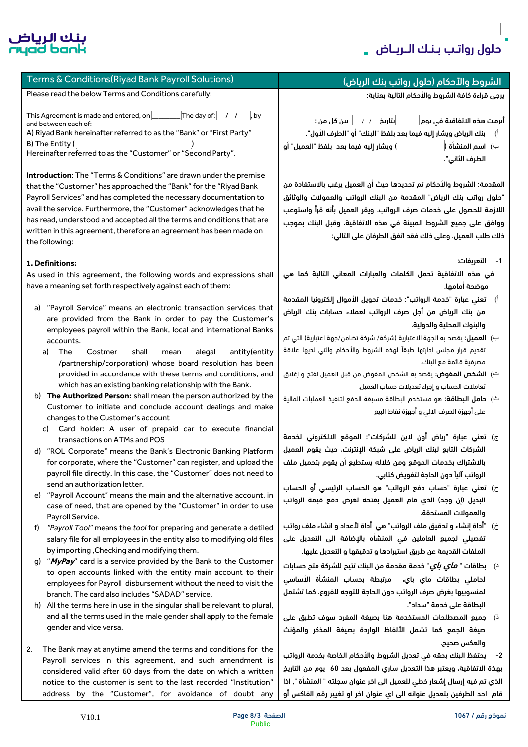# Terms & Conditions(Riyad Bank Payroll Solutions)

Please read the below Terms and Conditions carefully:

This Agreement is made and entered, on ________ The day of: / / , by and between each of:

A) Riyad Bank hereinafter referred to as the "Bank" or "First Party"

B) The Entity ( )

Hereinafter referred to as the "Customer" or "Second Party".

**Introduction**: The "Terms & Conditions" are drawn under the premise that the "Customer" has approached the "Bank" for the "Riyad Bank Payroll Services" and has completed the necessary documentation to avail the service. Furthermore, the "Customer" acknowledges that he has read, understood and accepted all the terms and onditions that are written in this agreement, therefore an agreement has been made on the following:

**1. Definitions:**

As used in this agreement, the following words and expressions shall have a meaning set forth respectively against each of them:

a) "Payroll Service" means an electronic transaction services that are provided from the Bank in order to pay the Customer's employees payroll within the Bank, local and international Banks accounts.

a) The Costmer shall mean alegal antity(entity /partnership/corporation) whose board resolution has been provided in accordance with these terms and conditions, and which has an existing banking relationship with the Bank.

b) **The Authorized Person:** shall mean the person authorized by the Customer to initiate and conclude account dealings and make changes to the Customer's account

c) Card holder: A user of prepaid car to execute financial transactions on ATMs and POS

d) "ROL Corporate" means the Bank's Electronic Banking Platform for corporate, where the "Customer" can register, and upload the payroll file directly. In this case, the "Customer" does not need to send an authorization letter.

e) "Payroll Account" means the main and the alternative account, in case of need, that are opened by the "Customer" in order to use Payroll Service.

f) *"Payroll Tool"* means the *tool* for preparing and generate a detiled salary file for all employees in the entity also to modifying old files by importing ,Checking and modifying them.

g) "***MyPay***" card is a service provided by the Bank to the Customer to open accounts linked with the entity main account to their employees for Payroll disbursement without the need to visit the branch. The card also includes "SADAD" service.

h) All the terms here in use in the singular shall be relevant to plural, and all the terms used in the male gender shall apply to the female gender and vice versa.

2. The Bank may at anytime amend the terms and conditions for the Payroll services in this agreement, and such amendment is considered valid after 60 days from the date on which a written notice to the customer is sent to the last recorded "Institution" address by the "Customer", for avoidance of doubt any

# الشروط والأحكام (حلول رواتب بنك الرياض)

يرجى قراءة كافة الشروط والأحكام التالية بعناية:

أبرمت هذه الاتفاقية في يوم ______ بتاريخ / / بين كل من :

أ) بنك الرياض ويشار إليه فيما بعد بلفظ "البنك" أو "الطرف الأول".

ب) اسم المنشأة ( ) ويشار إليه فيما بعد بلفظ "العميل" أو الطرف الثاني".

المقدمة: الشروط والأحكام تم تحديدها حيث أن العميل يرغب بالاستفادة من "حلول رواتب بنك الرياض" المقدمة من البنك الرواتب والعمولات والوثائق اللازمة للحصول على خدمات صرف الرواتب. ويقر العميل بأنه قرأ واستوعب ووافق على جميع الشروط المبينة في هذه الاتفاقية، وقبل البنك بموجب ذلك طلب العميل، وعلى ذلك فقد اتفق الطرفان على التالي:

1- التعريفات:

في هذه الاتفاقية تحمل الكلمات والعبارات المعاني التالية كما هي موضحة أمامها.

أ) تعني عبارة "خدمة الرواتب": خدمات تحويل الأموال إلكترونيا المقدمة من بنك الرياض من أجل صرف الرواتب لعملاء حسابات بنك الرياض والبنوك المحلية والدولية.

ب) **العميل**: يقصد به الجهة الاعتبارية (شركة/ شركة تضامن/جهة اعتبارية) التي تم تقديم قرار مجلس إدارتها طبقاً لهذه الشروط والأحكام والتي لديها علاقة مصرفية قائمة مع البنك.

ت) **الشخص المفوض**: يقصد به الشخص المفوض من قبل العميل لفتح و إغلاق تعاملات الحساب و إجراء تعديلات حساب العميل.

ث) **حامل البطاقة**: هو مستخدم البطاقة مسبقة الدفع لتنفيذ العمليات المالية على أجهزة الصرف الالي و أجهزة نقاط البيع

ج) تعني عبارة "رياض أون لاين للشركات": الموقع الالكتروني لخدمة الشركات التابع لبنك الرياض على شبكة الإنترنت، حيث يقوم العميل بالاشتراك بخدمات الموقع ومن خلاله يستطيع أن يقوم بتحميل ملف الرواتب آلياً دون الحاجة لتفويض كتابي.

ح) تعني عبارة "حساب دفع الرواتب" هو الحساب الرئيسي أو الحساب البديل (إن وجد) الذي قام العميل بفتحه لغرض دفع قيمة الرواتب والعمولات المستحقة.

خ) "أداة إنشاء و تدقيق ملف الرواتب" هي أداة لأعداد و انشاء ملف رواتب تفصيلي لجميع العاملين في المنشأه بالإضافة الى التعديل على الملفات القديمة عن طريق استيرادها و تدقيقها و التعديل عليها.

د) بطاقات "***ماي باي***" خدمة مقدمة من البنك تتيح للشركة فتح حسابات لحاملي بطاقات ماي باي، مرتبطة بحساب المنشأة الأساسي لمنسوبيها بغرض صرف الرواتب دون الحاجة للتوجه للفروع. كما تشتمل البطاقة على خدمة "سداد".

ذ) جميع المصطلحات المستخدمة هنا بصيغة المفرد سوف تطبق على صيغة الجمع كما تشمل الألفاظ الواردة بصيغة المذكر والمؤنث والعكس صحيح.

2- يحتفظ البنك بحقه في تعديل الشروط والأحكام الخاصة بخدمة الرواتب بهذة الاتفاقية، ويعتبر هذا التعديل ساري المفعول بعد 60 يوم من التاريخ الذي تم فيه إرسال إشعار خطي للعميل الى اخر عنوان سجلته " المنشأة " , اذا قام احد الطرفين بتعديل عنوانه الى اي عنوان اخر او تغيير رقم الفاكس أو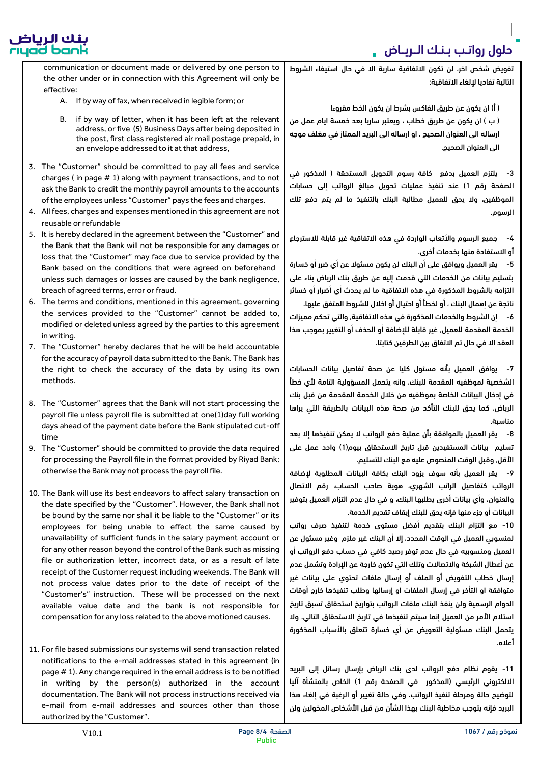communication or document made or delivered by one person to the other under or in connection with this Agreement will only be effective:

A. If by way of fax, when received in legible form; or

B. if by way of letter, when it has been left at the relevant address, or five (5) Business Days after being deposited in the post, first class registered air mail postage prepaid, in an envelope addressed to it at that address,

3. The "Customer" should be committed to pay all fees and service charges ( in page # 1) along with payment transactions, and to not ask the Bank to credit the monthly payroll amounts to the accounts of the employees unless "Customer" pays the fees and charges.
4. All fees, charges and expenses mentioned in this agreement are not reusable or refundable
5. It is hereby declared in the agreement between the "Customer" and the Bank that the Bank will not be responsible for any damages or loss that the "Customer" may face due to service provided by the Bank based on the conditions that were agreed on beforehand unless such damages or losses are caused by the bank negligence, breach of agreed terms, error or fraud.
6. The terms and conditions, mentioned in this agreement, governing the services provided to the "Customer" cannot be added to, modified or deleted unless agreed by the parties to this agreement in writing.
7. The "Customer" hereby declares that he will be held accountable for the accuracy of payroll data submitted to the Bank. The Bank has the right to check the accuracy of the data by using its own methods.
8. The "Customer" agrees that the Bank will not start processing the payroll file unless payroll file is submitted at one(1)day full working days ahead of the payment date before the Bank stipulated cut-off time
9. The "Customer" should be committed to provide the data required for processing the Payroll file in the format provided by Riyad Bank; otherwise the Bank may not process the payroll file.
10. The Bank will use its best endeavors to affect salary transaction on the date specified by the "Customer". However, the Bank shall not be bound by the same nor shall it be liable to the "Customer" or its employees for being unable to effect the same caused by unavailability of sufficient funds in the salary payment account or for any other reason beyond the control of the Bank such as missing file or authorization letter, incorrect data, or as a result of late receipt of the Customer request including weekends. The Bank will not process value dates prior to the date of receipt of the "Customer's" instruction. These will be processed on the next available value date and the bank is not responsible for compensation for any loss related to the above motioned causes.
11. For file based submissions our systems will send transaction related notifications to the e-mail addresses stated in this agreement (in page # 1). Any change required in the email address is to be notified in writing by the person(s) authorized in the account documentation. The Bank will not process instructions received via e-mail from e-mail addresses and sources other than those authorized by the "Customer".

تفويض شخص اخر، لن تكون الاتفاقية سارية الا في حال استيفاء الشروط التالية تفاديا لإلغاء الاتفاقية:

( أ ) أن يكون عن طريق الفاكس بشرط ان يكون الخط مقروءا

( ب ) ان يكون عن طريق خطاب ، ويعتبر ساريا بعد خمسة ايام عمل من ارساله الى العنوان الصحيح ، او ارساله الى البريد الممتاز في مغلف موجه الى العنوان الصحيح.

3- يلتزم العميل بدفع كافة رسوم التحويل المستحقة ( المذكور في الصفحة رقم 1) عند تنفيذ عمليات تحويل مبالغ الرواتب إلى حسابات الموظفين، ولا يحق للعميل مطالبة البنك بالتنفيذ ما لم يتم دفع تلك الرسوم.

4- جميع الرسوم والأتعاب الواردة في هذه الاتفاقية غير قابلة للاسترجاع أو الاستفادة منها بخدمات أخرى.

5- يقر العميل ويوافق على أن البنك لن يكون مسئولا عن أي ضرر أو خسارة بتسليم بيانات من الخدمات التي قدمت إليه عن طريق بنك الرياض بناء على التزامه بالشروط المذكورة في هذه الاتفاقية ما لم يحدث أي أضرار أو خسائر ناتجة عن إهمال البنك ، أو لخطأ أو احتيال أو اخلال للشروط المتفق عليها.

6- إن الشروط والخدمات المذكورة في هذه الاتفاقية، والتي تحكم مميزات الخدمة المقدمة للعميل، غير قابلة للإضافة أو الحذف أو التغيير بموجب هذا العقد الا في حال تم الاتفاق بين الطرفين كتابتا.

7- يوافق العميل بأنه مسئول كليا عن صحة تفاصيل بيانات الحسابات الشخصية لموظفيه المقدمة للبنك، وانه يتحمل المسؤولية التامة لأي خطأ في إدخال البيانات الخاصة بموظفيه من خلال الخدمة المقدمة من قبل بنك الرياض، كما يحق للبنك التأكد من صحة هذه البيانات بالطريقة التي يراها مناسبة.

8- يقر العميل بالموافقة بأن عملية دفع الرواتب لا يمكن تنفيذها إلا بعد تسليم بيانات المستفيدين قبل تاريخ الاستحقاق بيوم(1) واحد عمل على الأقل، وقبل الوقت المنصوص عليه مع البنك للتسليم.

9- يقر العميل بأنه سوف يزود البنك بكافة البيانات المطلوبة لإضافة الرواتب كتفاصيل الراتب الشهري، هوية صاحب الحساب، رقم الاتصال والعنوان، وأي بيانات أخرى يطلبها البنك، و في حال عدم التزام العميل بتوفير البيانات أو جزء منها فإنه يحق للبنك إيقاف تقديم الخدمة.

10- مع التزام البنك بتقديم أفضل مستوى خدمة لتنفيذ صرف رواتب لمنسوبي العميل في الوقت المحدد، إلا أن البنك غير ملزم وغير مسئول عن العميل ومنسوبيه في حال عدم توفر رصيد كافي في حساب دفع الرواتب أو عن أعطال الشبكة والاتصالات وتلك التي تكون خارجة عن الإرادة وتشمل عدم إرسال خطاب التفويض أو الملف أو إرسال ملفات تحتوي على بيانات غير متوافقة او التأخر في إرسال الملفات او إرسالها وطلب تنفيذها خارج أوقات الدوام الرسمية ولن ينفذ البنك ملفات الرواتب بتواريخ استحقاق تسبق تاريخ استلام الأمر من العميل إنما سيتم تنفيذها في تاريخ الاستحقاق التالي. ولا يتحمل البنك مسئولية التعويض عن أي خسارة تتعلق بالأسباب المذكورة أعلاه.

11- يقوم نظام دفع الرواتب لدى بنك الرياض بإرسال رسائل إلى البريد الالكتروني الرئيسي (المذكور في الصفحة رقم 1) الخاص بالمنشأة آليا لتوضيح حالة ومرحلة تنفيذ الرواتب، وفي حالة تغيير أو الرغبة في إلغاء هذا البريد فإنه يتوجب مخاطبة البنك بهذا الشأن من قبل الأشخاص المخولين ولن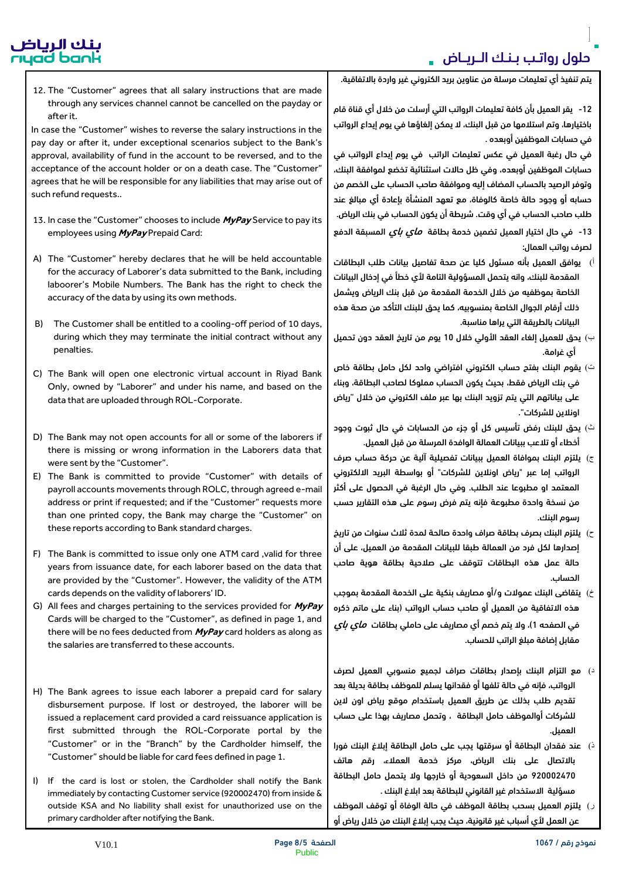12. The "Customer" agrees that all salary instructions that are made through any services channel cannot be cancelled on the payday or after it.
In case the "Customer" wishes to reverse the salary instructions in the pay day or after it, under exceptional scenarios subject to the Bank's approval, availability of fund in the account to be reversed, and to the acceptance of the account holder or on a death case. The "Customer" agrees that he will be responsible for any liabilities that may arise out of such refund requests..

13. In case the "Customer" chooses to include ***MyPay*** Service to pay its employees using ***MyPay*** Prepaid Card:

A) The "Customer" hereby declares that he will be held accountable for the accuracy of Laborer's data submitted to the Bank, including laboorer's Mobile Numbers. The Bank has the right to check the accuracy of the data by using its own methods.

B) The Customer shall be entitled to a cooling-off period of 10 days, during which they may terminate the initial contract without any penalties.

C) The Bank will open one electronic virtual account in Riyad Bank Only, owned by "Laborer" and under his name, and based on the data that are uploaded through ROL-Corporate.

D) The Bank may not open accounts for all or some of the laborers if there is missing or wrong information in the Laborers data that were sent by the "Customer".

E) The Bank is committed to provide "Customer" with details of payroll accounts movements through ROLC, through agreed e-mail address or print if requested; and if the "Customer" requests more than one printed copy, the Bank may charge the "Customer" on these reports according to Bank standard charges.

F) The Bank is committed to issue only one ATM card ,valid for three years from issuance date, for each laborer based on the data that are provided by the "Customer". However, the validity of the ATM cards depends on the validity of laborers' ID.

G) All fees and charges pertaining to the services provided for ***MyPay*** Cards will be charged to the "Customer", as defined in page 1, and there will be no fees deducted from ***MyPay*** card holders as along as the salaries are transferred to these accounts.

H) The Bank agrees to issue each laborer a prepaid card for salary disbursement purpose. If lost or destroyed, the laborer will be issued a replacement card provided a card reissuance application is first submitted through the ROL-Corporate portal by the "Customer" or in the "Branch" by the Cardholder himself, the "Customer" should be liable for card fees defined in page 1.

I) If the card is lost or stolen, the Cardholder shall notify the Bank immediately by contacting Customer service (920002470) from inside & outside KSA and No liability shall exist for unauthorized use on the primary cardholder after notifying the Bank.

يتم تنفيذ أي تعليمات مرسلة من عناوين بريد الكتروني غير واردة بالاتفاقية.

12- يقر العميل بأن كافة تعليمات الرواتب التي أرسلت من خلال أي قناة قام باختيارها، وتم استلامها من قبل البنك، لا يمكن إلغاؤها في يوم إيداع الرواتب في حسابات الموظفين أوبعده .
في حال رغبة العميل في عكس تعليمات الراتب في يوم إيداع الرواتب في حسابات الموظفين أوبعده، وفي ظل حالات استثنائية تخضع لموافقة البنك، وتوفر الرصيد بالحساب المضاف إليه وموافقة صاحب الحساب على الخصم من حسابه أو وجود حالة خاصة كالوفاة، مع تعهد المنشأة بإعادة أي مبالغ عند طلب صاحب الحساب في أي وقت، شريطة أن يكون الحساب في بنك الرياض.

13- في حال اختيار العميل تضمين خدمة بطاقة ***ماي باي*** المسبقة الدفع لصرف رواتب العمال:

أ) يوافق العميل بأنه مسئول كليا عن صحة تفاصيل بيانات طلب البطاقات المقدمة للبنك، وانه يتحمل المسؤولية التامة لأي خطأ في إدخال البيانات الخاصة بموظفيه من خلال الخدمة المقدمة من قبل بنك الرياض ويشمل ذلك أرقام الجوال الخاصة بمنسوبيه، كما يحق للبنك التأكد من صحة هذه البيانات بالطريقة التي يراها مناسبة.

ب) يحق للعميل إلغاء العقد الأولي خلال 10 يوم من تاريخ العقد دون تحميل أي غرامة.

ت) يقوم البنك بفتح حساب الكتروني افتراضي واحد لكل حامل بطاقة خاص في بنك الرياض فقط، بحيث يكون الحساب مملوكا لصاحب البطاقة، وبناء على بياناتهم التي يتم تزويد البنك بها عبر ملف الكتروني من خلال "رياض اونلاين للشركات".

ث) يحق للبنك رفض تأسيس كل أو جزء من الحسابات في حال ثبوت وجود أخطاء أو تلاعب بيانات العمالة الوافدة المرسلة من قبل العميل.

ج) يلتزم البنك بموافاة العميل ببيانات تفصيلية آلية عن حركة حساب صرف الرواتب إما عبر "رياض اونلاين للشركات" أو بواسطة البريد الالكتروني المعتمد او مطبوعا عند الطلب. وفي حال الرغبة في الحصول على أكثر من نسخة واحدة مطبوعة فإنه يتم فرض رسوم على هذه التقارير حسب رسوم البنك.

ح) يلتزم البنك بصرف بطاقة صراف واحدة صالحة لمدة ثلاث سنوات من تاريخ إصدارها لكل فرد من العمالة طبقا للبيانات المقدمة من العميل، على أن حالة عمل هذه البطاقات تتوقف على صلاحية بطاقة هوية صاحب الحساب.

خ) يتقاضى البنك عمولات و/أو مصاريف بنكية على الخدمة المقدمة بموجب هذه الاتفاقية من العميل أو صاحب حساب الرواتب (بناء على ماتم ذكره في الصفحه 1)، ولا يتم خصم أي مصاريف على حاملي بطاقات ***ماي باي*** مقابل إضافة مبلغ الراتب للحساب.

د) مع التزام البنك بإصدار بطاقات صراف لجميع منسوبي العميل لصرف الرواتب، فإنه في حالة تلفها أو فقدانها يسلم للموظف بطاقة بديلة بعد تقديم طلب بذلك عن طريق العميل باستخدام موقع رياض اون لاين للشركات أوالموظف حامل البطاقة ، وتحمل مصاريف بهذا على حساب العميل.

ذ) عند فقدان البطاقة أو سرقتها يجب على حامل البطاقة إبلاغ البنك فورا بالاتصال على بنك الرياض، مركز خدمة العملاء، رقم هاتف 920002470 من داخل السعودية أو خارجها ولا يتحمل حامل البطاقة مسؤلية الاستخدام غير القانوني للبطاقة بعد ابلاغ البنك .

ر) يلتزم العميل بسحب بطاقة الموظف في حالة الوفاة أو توقف الموظف عن العمل لأي أسباب غير قانونية، حيث يجب إبلاغ البنك من خلال رياض أو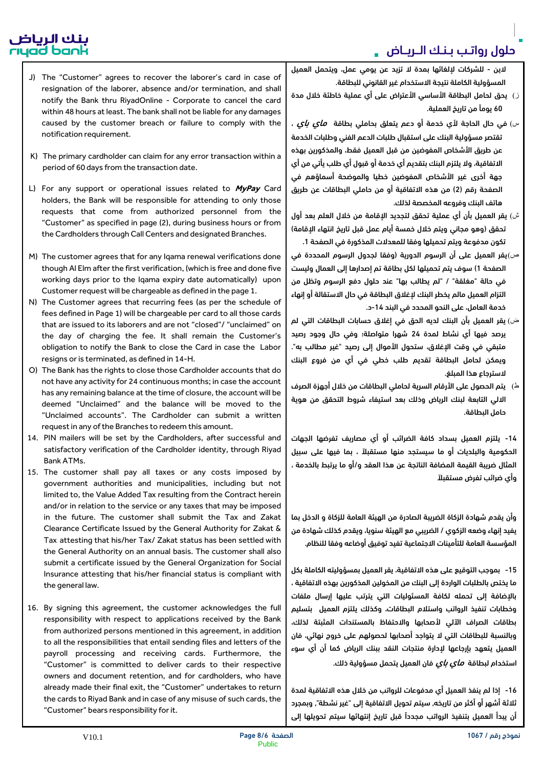J) The "Customer" agrees to recover the laborer's card in case of resignation of the laborer, absence and/or termination, and shall notify the Bank thru RiyadOnline - Corporate to cancel the card within 48 hours at least. The bank shall not be liable for any damages caused by the customer breach or failure to comply with the notification requirement.

K) The primary cardholder can claim for any error transaction within a period of 60 days from the transaction date.

L) For any support or operational issues related to ***MyPay*** Card holders, the Bank will be responsible for attending to only those requests that come from authorized personnel from the "Customer" as specified in page (2), during business hours or from the Cardholders through Call Centers and designated Branches.

M) The customer agrees that for any Iqama renewal verifications done though Al Elm after the first verification, (which is free and done five working days prior to the Iqama expiry date automatically) upon Customer request will be chargeable as defined in the page 1.

N) The Customer agrees that recurring fees (as per the schedule of fees defined in Page 1) will be chargeable per card to all those cards that are issued to its laborers and are not "closed"/ "unclaimed" on the day of charging the fee. It shall remain the Customer's obligation to notify the Bank to close the Card in case the Labor resigns or is terminated, as defined in 14-H.

O) The Bank has the rights to close those Cardholder accounts that do not have any activity for 24 continuous months; in case the account has any remaining balance at the time of closure, the account will be deemed "Unclaimed" and the balance will be moved to the "Unclaimed accounts". The Cardholder can submit a written request in any of the Branches to redeem this amount.

14. PIN mailers will be set by the Cardholders, after successful and satisfactory verification of the Cardholder identity, through Riyad Bank ATMs.

15. The customer shall pay all taxes or any costs imposed by government authorities and municipalities, including but not limited to, the Value Added Tax resulting from the Contract herein and/or in relation to the service or any taxes that may be imposed in the future. The customer shall submit the Tax and Zakat Clearance Certificate Issued by the General Authority for Zakat & Tax attesting that his/her Tax/ Zakat status has been settled with the General Authority on an annual basis. The customer shall also submit a certificate issued by the General Organization for Social Insurance attesting that his/her financial status is compliant with the general law.

16. By signing this agreement, the customer acknowledges the full responsibility with respect to applications received by the Bank from authorized persons mentioned in this agreement, in addition to all the responsibilities that entail sending files and letters of the payroll processing and receiving cards. Furthermore, the "Customer" is committed to deliver cards to their respective owners and document retention, and for cardholders, who have already made their final exit, the "Customer" undertakes to return the cards to Riyad Bank and in case of any misuse of such cards, the "Customer" bears responsibility for it.

لاين - للشركات لإلغائها بمدة لا تزيد عن يومي عمل، ويتحمل العميل المسؤولية الكاملة نتيجة الاستخدام غير القانوني للبطاقة.

ز) يحق لحامل البطاقة الأساسي الأعتراض على أي عملية خاطئة خلال مدة 60 يوماً من تاريخ العملية.

س) في حال الحاجة لأي خدمة أو دعم يتعلق بحاملي بطاقة ***ماي باي*** ، تقتصر مسؤولية البنك على استقبال طلبات الدعم الفني وطلبات الخدمة عن طريق الأشخاص المفوضين من قبل العميل فقط، والمذكورين بهذه الاتفاقية، ولا يلتزم البنك بتقديم أي خدمة أو قبول أي طلب يأتي من أي جهة أخرى غير الأشخاص المفوضين خطيا والموضحة أسماؤهم في الصفحة رقم (2) من هذه الاتفاقية أو من حاملي البطاقات عن طريق هاتف البنك وفروعه المخصصة لذلك.

ش) يقر العميل بأن أي عملية تحقق لتجديد الإقامة من خلال العلم بعد أول تحقق (وهو مجاني ويتم خلال خمسة أيام عمل قبل تاريخ انتهاء الإقامة) تكون مدفوعة ويتم تحميلها وفقا للمعدلات المذكورة في الصفحة 1.

ص)يقر العميل على أن الرسوم الدورية (وفقا لجدول الرسوم المحددة في الصفحة 1) سوف يتم تحميلها لكل بطاقة تم إصدارها إلى العمال وليست في حالة "مغلقة" / "لم يطالب بها" عند حلول دفع الرسوم وتظل من التزام العميل مالم يخطر البنك لإغلاق البطاقة في حال الاستقالة أو إنهاء خدمة العامل، على النحو المحدد في البند 14-د.

ض) يقر العميل بأن البنك لديه الحق في إغلاق حسابات البطاقات التي لم يرصد فيها أي نشاط لمدة 24 شهرا متواصلة؛ وفي حال وجود رصيد متبقي في وقت الإغلاق، ستحول الأموال إلى رصيد "غير مطالب به". ويمكن لحامل البطاقة تقديم طلب خطي في أي من فروع البنك لاسترجاع هذا المبلغ.

ط) يتم الحصول على الأرقام السرية لحاملي البطاقات من خلال أجهزة الصرف الالي التابعة لبنك الرياض وذلك بعد استيفاء شروط التحقق من هوية حامل البطاقة.

14- يلتزم العميل بسداد كافة الضرائب أو أي مصاريف تفرضها الجهات الحكومية والبلديات أو ما سيستجد منها مستقبلاً ، بما فيها على سبيل المثال ضريبة القيمة المضافة الناتجة عن هذا العقد و/أو ما يرتبط بالخدمة ، وأي ضرائب تفرض مستقبلاً

وأن يقدم شهادة الزكاة الضريبة الصادرة من الهيئة العامة للزكاة و الدخل بما يفيد إنهاء وضعه الزكوي / الضريبي مع الهيئة سنويا، ويقدم كذلك شهادة من المؤسسة العامة للتأمينات الاجتماعية تفيد توفيق أوضاعه وفقا للنظام.

15- بموجب التوقيع على هذه الاتفاقية، يقر العميل بمسؤوليته الكاملة بكل ما يختص بالطلبات الواردة إلى البنك من المخولين المذكورين بهذه الاتفاقية ، بالإضافة إلى تحمله لكافة المسئوليات التي يترتب عليها إرسال ملفات وخطابات تنفيذ الرواتب واستلام البطاقات، وكذلك يلتزم العميل بتسليم بطاقات الصراف الآلي لأصحابها والاحتفاظ بالمستندات المثبتة لذلك، وبالنسبة للبطاقات التي لا يتواجد أصحابها لحصولهم على خروج نهائي، فان العميل يتعهد بإرجاعها لإدارة منتجات النقد ببنك الرياض كما أن أي سوء استخدام لبطاقة ***ماي باي*** فان العميل يتحمل مسؤولية ذلك.

16- إذا لم ينفذ العميل أي مدفوعات للرواتب من خلال هذه الاتفاقية لمدة ثلاثة أشهر أو أكثر من تاريخه، سيتم تحويل الاتفاقية إلى "غير نشطة"، وبمجرد أن يبدأ العميل بتنفيذ الرواتب مجدداً قبل تاريخ إنتهائها سيتم تحويلها إلى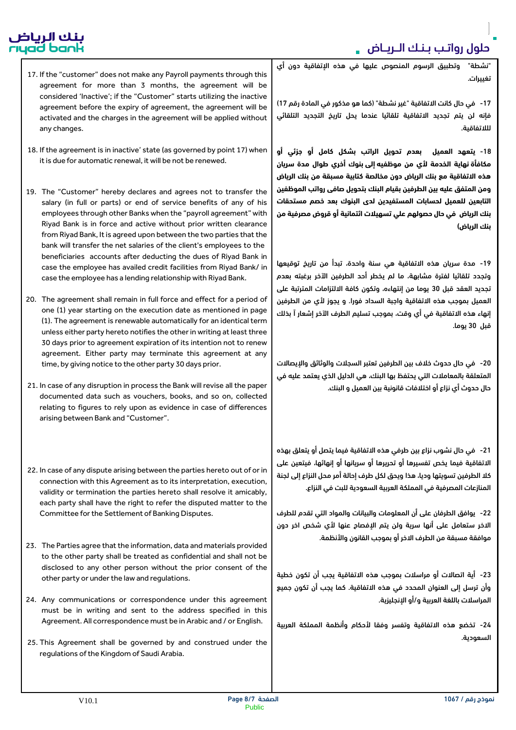17. If the "customer" does not make any Payroll payments through this agreement for more than 3 months, the agreement will be considered 'Inactive'; if the "Customer" starts utilizing the inactive agreement before the expiry of agreement, the agreement will be activated and the charges in the agreement will be applied without any changes.

18. If the agreement is in inactive' state (as governed by point 17) when it is due for automatic renewal, it will be not be renewed.

19. The "Customer" hereby declares and agrees not to transfer the salary (in full or parts) or end of service benefits of any of his employees through other Banks when the "payroll agreement" with Riyad Bank is in force and active without prior written clearance from Riyad Bank, It is agreed upon between the two parties that the bank will transfer the net salaries of the client's employees to the beneficiaries accounts after deducting the dues of Riyad Bank in case the employee has availed credit facilities from Riyad Bank/ in case the employee has a lending relationship with Riyad Bank.

20. The agreement shall remain in full force and effect for a period of one (1) year starting on the execution date as mentioned in page (1). The agreement is renewable automatically for an identical term unless either party hereto notifies the other in writing at least three 30 days prior to agreement expiration of its intention not to renew agreement. Either party may terminate this agreement at any time, by giving notice to the other party 30 days prior.

21. In case of any disruption in process the Bank will revise all the paper documented data such as vouchers, books, and so on, collected relating to figures to rely upon as evidence in case of differences arising between Bank and "Customer".

22. In case of any dispute arising between the parties hereto out of or in connection with this Agreement as to its interpretation, execution, validity or termination the parties hereto shall resolve it amicably, each party shall have the right to refer the disputed matter to the Committee for the Settlement of Banking Disputes.

23. The Parties agree that the information, data and materials provided to the other party shall be treated as confidential and shall not be disclosed to any other person without the prior consent of the other party or under the law and regulations.

24. Any communications or correspondence under this agreement must be in writing and sent to the address specified in this Agreement. All correspondence must be in Arabic and / or English.

25. This Agreement shall be governed by and construed under the regulations of the Kingdom of Saudi Arabia.

"نشطة" وتطبيق الرسوم المنصوص عليها في هذه الإتفاقية دون أي تغييرات.

17- في حال كانت الاتفاقية "غير نشطة" (كما هو مذكور في المادة رقم 17) فإنه لن يتم تجديد الاتفاقية تلقائيا عندما يحل تاريخ التجديد التلقائي للاتفاقية.

**18- يتعهد العميل بعدم تحويل الراتب بشكل كامل أو جزئي أو مكافأة نهاية الخدمة لأي من موظفيه إلى بنوك أخري طوال مدة سريان هذه الاتفاقية مع بنك الرياض دون مخالصة كتابية مسبقة من بنك الرياض ومن المتفق عليه بين الطرفين بقيام البنك بتحويل صافي رواتب الموظفين التابعين للعميل لحسابات المستفيدين لدى البنوك بعد خصم مستحقات بنك الرياض في حال حصولهم علي تسهيلات ائتمانية أو قروض مصرفية من بنك الرياض)**

19- مدة سريان هذه الاتفاقية هي سنة واحدة، تبدأ من تاريخ توقيعها وتجدد تلقائيا لفترة مشابهة، ما لم يخطر أحد الطرفين الآخر برغبته بعدم تجديد العقد قبل 30 يوما من إنتهاءه، وتكون كافة الالتزامات المترتبة على العميل بموجب هذه الاتفاقية واجبة السداد فورا. و يجوز لأي من الطرفين إنهاء هذه الاتفاقية في أي وقت، بموجب تسليم الطرف الآخر إشعار آ بذلك قبل 30 يوما.

20- في حال حدوث خلاف بين الطرفين تعتبر السجلات والوثائق والإيصالات المتعلقة بالمعاملات التي يحتفظ بها البنك، هي الدليل الذي يعتمد عليه في حال حدوث أي نزاع أو اختلافات قانونية بين العميل و البنك.

21- في حال نشوب نزاع بين طرفي هذه الاتفاقية فيما يتصل أو يتعلق بهذه الاتفاقية فيما يخص تفسيرها أو تحريرها أو سريانها أو إنهائها، فيتعين على كلا الطرفين تسويتها وديا، هذا ويحق لكل طرف إحالة أمر محل النزاع إلى لجنة المنازعات المصرفية في المملكة العربية السعودية للبت في النزاع.

22- يوافق الطرفان على أن المعلومات والبيانات والمواد التي تقدم للطرف الاخر ستعامل على أنها سرية ولن يتم الإفصاح عنها لأي شخص اخر دون موافقة مسبقة من الطرف الاخر أو بموجب القانون والأنظمة.

23- أية اتصالات أو مراسلات بموجب هذه الاتفاقية يجب أن تكون خطية وأن ترسل إلى العنوان المحدد في هذه الاتفاقية. كما يجب أن تكون جميع المراسلات باللغة العربية و/أو الإنجليزية.

24- تخضع هذه الاتفاقية وتفسر وفقا لأحكام وأنظمة المملكة العربية السعودية.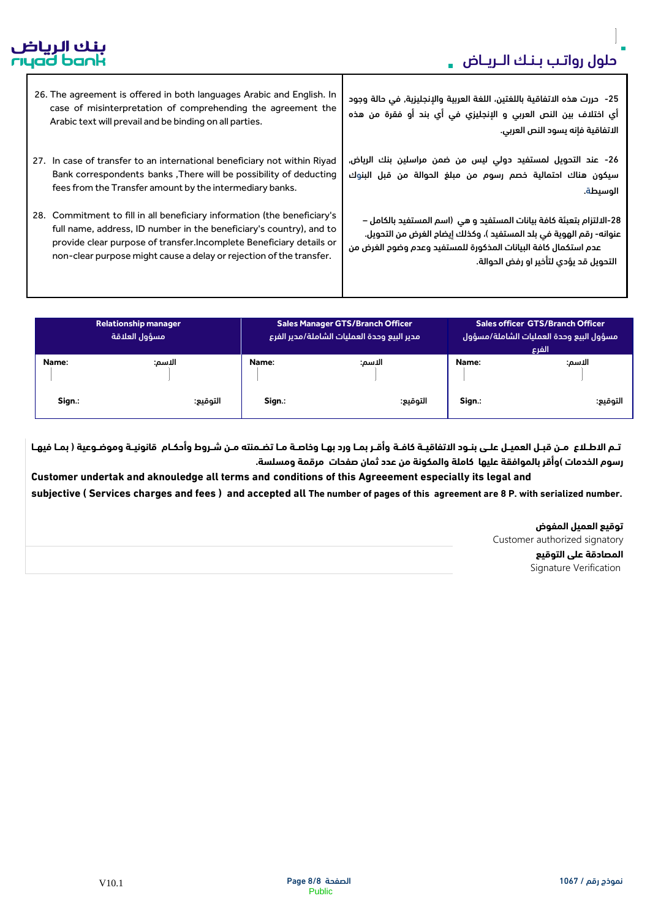| 26. The agreement is offered in both languages Arabic and English. In case of misinterpretation of comprehending the agreement the Arabic text will prevail and be binding on all parties. | 25- حررت هذه الاتفاقية باللغتين، اللغة العربية والإنجليزية، في حالة وجود أي اختلاف بين النص العربي و الإنجليزي في أي بند أو فقرة من هذه الاتفاقية فإنه يسود النص العربي. |
|---|---|
| 27. In case of transfer to an international beneficiary not within Riyad Bank correspondents banks ,There will be possibility of deducting fees from the Transfer amount by the intermediary banks. | 26- عند التحويل لمستفيد دولي ليس من ضمن مراسلين بنك الرياض، سيكون هناك احتمالية خصم رسوم من مبلغ الحوالة من قبل البنوك الوسيطة. |
| 28. Commitment to fill in all beneficiary information (the beneficiary's full name, address, ID number in the beneficiary's country), and to provide clear purpose of transfer.Incomplete Beneficiary details or non-clear purpose might cause a delay or rejection of the transfer. | 28-الالتزام بتعبئة كافة بيانات المستفيد و هي (اسم المستفيد بالكامل – عنوانه- رقم الهوية في بلد المستفيد )، وكذلك إيضاح الغرض من التحويل. عدم استكمال كافة البيانات المذكورة للمستفيد وعدم وضوح الغرض من التحويل قد يؤدي لتأخير او رفض الحوالة. |

| Relationship manager مسؤول العلاقة | Sales Manager GTS/Branch Officer مدير البيع وحدة العمليات الشاملة/مدير الفرع | Sales officer GTS/Branch Officer مسؤول البيع وحدة العمليات الشاملة/مسؤول الفرع |
|---|---|---|
| Name: الاسم: | Name: الاسم: | Name: الاسم: |
| Sign.: التوقيع: | Sign.: التوقيع: | Sign.: التوقيع: |

**تـم الاطـلاع مـن قبـل العميـل علـى بنـود الاتفاقيـة كافـة وأقـر بمـا ورد بهـا وخاصـة مـا تضـمنته مـن شـروط وأحكـام قانونيـة وموضـوعية ( بمـا فيهـا رسوم الخدمات )وأقر بالموافقة عليها كاملة والمكونة من عدد ثمان صفحات مرقمة ومسلسة.**

**Customer undertak and aknouledge all terms and conditions of this Agreeement especially its legal and subjective ( Services charges and fees ) and accepted all The number of pages of this agreement are 8 P. with serialized number.**

**توقيع العميل المفوض**
Customer authorized signatory

**المصادقة على التوقيع**
Signature Verification

V10.1

نموذج رقم / 1067